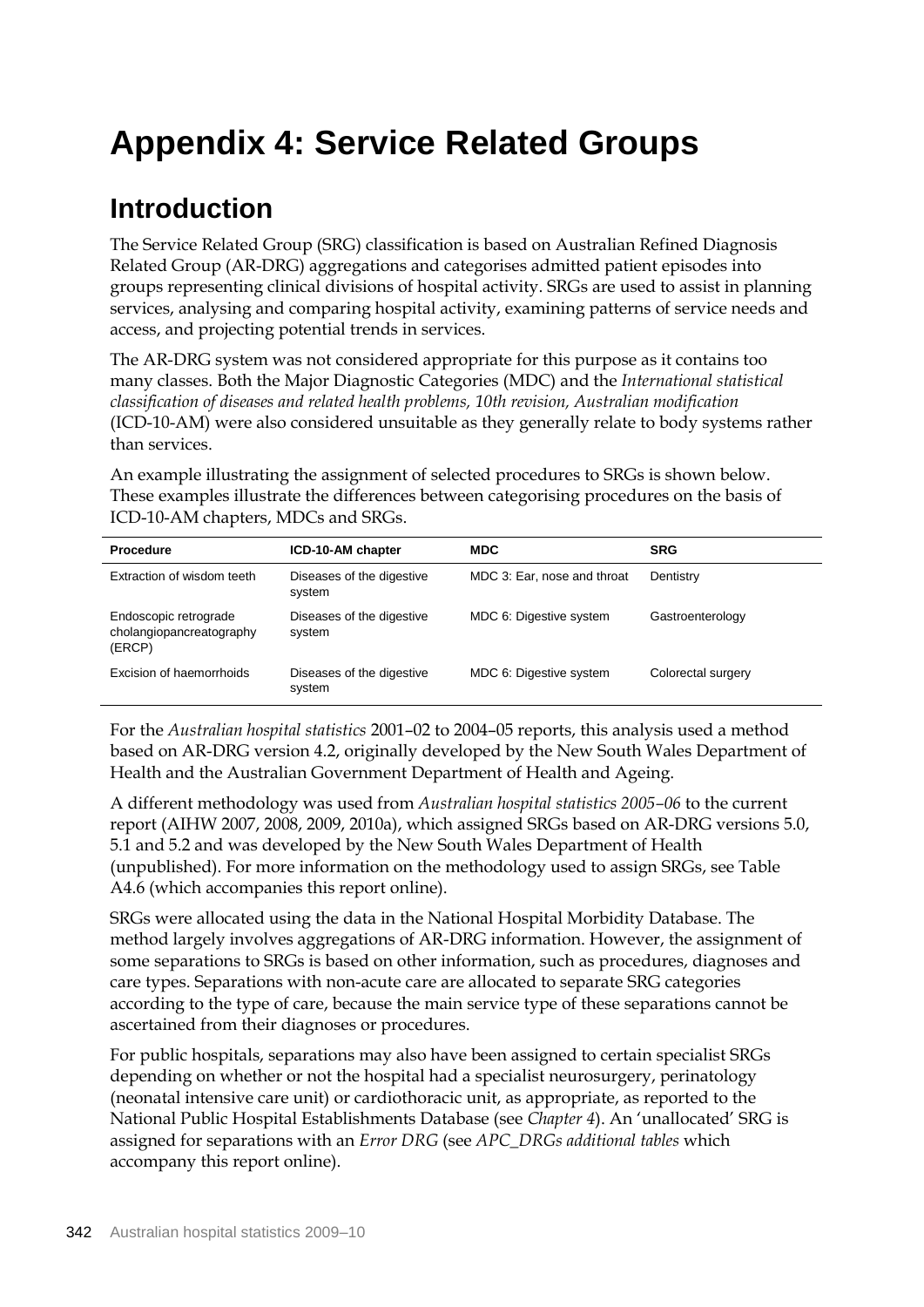# Appendix 4: Service Related Groups

## Introduction

The Service Related Group (SRG) classification is based on Australian Refined Diagnosis Related Group (AR-DRG) aggregations and categorises admitted patient episodes into groups representing clinical divisions of hospital activity. SRGs are used to assist in planning services, analysing and comparing hospital activity, examining patterns of service needs and access, and projecting potential trends in services.

The AR-DRG system was not considered appropriate for this purpose as it contains too many classes. Both the Major Diagnostic Categories (MDC) and the *International statistical classification of diseases and related health problems, 10th revision, Australian modification* (ICD-10-AM) were also considered unsuitable as they generally relate to body systems rather than services.

An example illustrating the assignment of selected procedures to SRGs is shown below. These examples illustrate the differences between categorising procedures on the basis of ICD-10-AM chapters, MDCs and SRGs.

| Procedure | ICD-10-AM chapter | MDC | SRG |
|---|---|---|---|
| Extraction of wisdom teeth | Diseases of the digestive system | MDC 3: Ear, nose and throat | Dentistry |
| Endoscopic retrograde cholangiopancreatography (ERCP) | Diseases of the digestive system | MDC 6: Digestive system | Gastroenterology |
| Excision of haemorrhoids | Diseases of the digestive system | MDC 6: Digestive system | Colorectal surgery |

For the *Australian hospital statistics* 2001–02 to 2004–05 reports, this analysis used a method based on AR-DRG version 4.2, originally developed by the New South Wales Department of Health and the Australian Government Department of Health and Ageing.

A different methodology was used from *Australian hospital statistics 2005–06* to the current report (AIHW 2007, 2008, 2009, 2010a), which assigned SRGs based on AR-DRG versions 5.0, 5.1 and 5.2 and was developed by the New South Wales Department of Health (unpublished). For more information on the methodology used to assign SRGs, see Table A4.6 (which accompanies this report online).

SRGs were allocated using the data in the National Hospital Morbidity Database. The method largely involves aggregations of AR-DRG information. However, the assignment of some separations to SRGs is based on other information, such as procedures, diagnoses and care types. Separations with non-acute care are allocated to separate SRG categories according to the type of care, because the main service type of these separations cannot be ascertained from their diagnoses or procedures.

For public hospitals, separations may also have been assigned to certain specialist SRGs depending on whether or not the hospital had a specialist neurosurgery, perinatology (neonatal intensive care unit) or cardiothoracic unit, as appropriate, as reported to the National Public Hospital Establishments Database (see *Chapter 4*). An 'unallocated' SRG is assigned for separations with an *Error DRG* (see *APC_DRGs additional tables* which accompany this report online).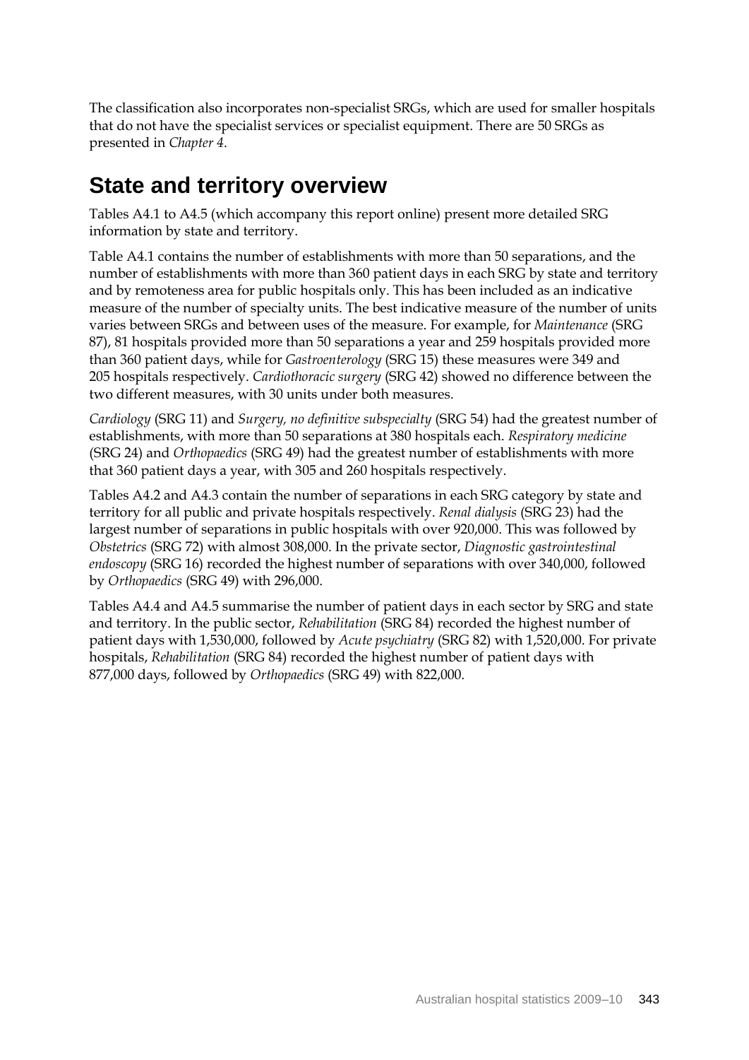The classification also incorporates non-specialist SRGs, which are used for smaller hospitals that do not have the specialist services or specialist equipment. There are 50 SRGs as presented in *Chapter 4*.

## State and territory overview

Tables A4.1 to A4.5 (which accompany this report online) present more detailed SRG information by state and territory.

Table A4.1 contains the number of establishments with more than 50 separations, and the number of establishments with more than 360 patient days in each SRG by state and territory and by remoteness area for public hospitals only. This has been included as an indicative measure of the number of specialty units. The best indicative measure of the number of units varies between SRGs and between uses of the measure. For example, for *Maintenance* (SRG 87), 81 hospitals provided more than 50 separations a year and 259 hospitals provided more than 360 patient days, while for *Gastroenterology* (SRG 15) these measures were 349 and 205 hospitals respectively. *Cardiothoracic surgery* (SRG 42) showed no difference between the two different measures, with 30 units under both measures.

*Cardiology* (SRG 11) and *Surgery, no definitive subspecialty* (SRG 54) had the greatest number of establishments, with more than 50 separations at 380 hospitals each. *Respiratory medicine* (SRG 24) and *Orthopaedics* (SRG 49) had the greatest number of establishments with more that 360 patient days a year, with 305 and 260 hospitals respectively.

Tables A4.2 and A4.3 contain the number of separations in each SRG category by state and territory for all public and private hospitals respectively. *Renal dialysis* (SRG 23) had the largest number of separations in public hospitals with over 920,000. This was followed by *Obstetrics* (SRG 72) with almost 308,000. In the private sector, *Diagnostic gastrointestinal endoscopy* (SRG 16) recorded the highest number of separations with over 340,000, followed by *Orthopaedics* (SRG 49) with 296,000.

Tables A4.4 and A4.5 summarise the number of patient days in each sector by SRG and state and territory. In the public sector, *Rehabilitation* (SRG 84) recorded the highest number of patient days with 1,530,000, followed by *Acute psychiatry* (SRG 82) with 1,520,000. For private hospitals, *Rehabilitation* (SRG 84) recorded the highest number of patient days with 877,000 days, followed by *Orthopaedics* (SRG 49) with 822,000.